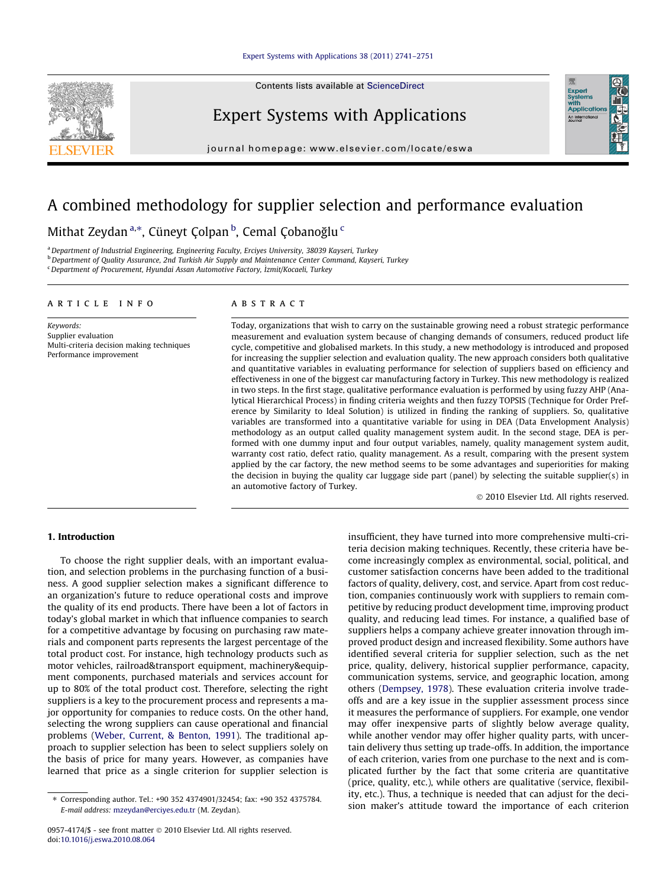# A combined methodology for supplier selection and performance evaluation

Mithat Zeydan [a,*], Cüneyt Çolpan [b], Cemal Çobanoğlu [c]

[a] Department of Industrial Engineering, Engineering Faculty, Erciyes University, 38039 Kayseri, Turkey
[b] Department of Quality Assurance, 2nd Turkish Air Supply and Maintenance Center Command, Kayseri, Turkey
[c] Department of Procurement, Hyundai Assan Automotive Factory, İzmit/Kocaeli, Turkey

**ARTICLE INFO**

*Keywords:*
Supplier evaluation
Multi-criteria decision making techniques
Performance improvement

**ABSTRACT**

Today, organizations that wish to carry on the sustainable growing need a robust strategic performance measurement and evaluation system because of changing demands of consumers, reduced product life cycle, competitive and globalised markets. In this study, a new methodology is introduced and proposed for increasing the supplier selection and evaluation quality. The new approach considers both qualitative and quantitative variables in evaluating performance for selection of suppliers based on efficiency and effectiveness in one of the biggest car manufacturing factory in Turkey. This new methodology is realized in two steps. In the first stage, qualitative performance evaluation is performed by using fuzzy AHP (Analytical Hierarchical Process) in finding criteria weights and then fuzzy TOPSIS (Technique for Order Preference by Similarity to Ideal Solution) is utilized in finding the ranking of suppliers. So, qualitative variables are transformed into a quantitative variable for using in DEA (Data Envelopment Analysis) methodology as an output called quality management system audit. In the second stage, DEA is performed with one dummy input and four output variables, namely, quality management system audit, warranty cost ratio, defect ratio, quality management. As a result, comparing with the present system applied by the car factory, the new method seems to be some advantages and superiorities for making the decision in buying the quality car luggage side part (panel) by selecting the suitable supplier(s) in an automotive factory of Turkey.

© 2010 Elsevier Ltd. All rights reserved.

## 1. Introduction

To choose the right supplier deals, with an important evaluation, and selection problems in the purchasing function of a business. A good supplier selection makes a significant difference to an organization's future to reduce operational costs and improve the quality of its end products. There have been a lot of factors in today's global market in which that influence companies to search for a competitive advantage by focusing on purchasing raw materials and component parts represents the largest percentage of the total product cost. For instance, high technology products such as motor vehicles, railroad&transport equipment, machinery&equipment components, purchased materials and services account for up to 80% of the total product cost. Therefore, selecting the right suppliers is a key to the procurement process and represents a major opportunity for companies to reduce costs. On the other hand, selecting the wrong suppliers can cause operational and financial problems (Weber, Current, & Benton, 1991). The traditional approach to supplier selection has been to select suppliers solely on the basis of price for many years. However, as companies have learned that price as a single criterion for supplier selection is insufficient, they have turned into more comprehensive multi-criteria decision making techniques. Recently, these criteria have become increasingly complex as environmental, social, political, and customer satisfaction concerns have been added to the traditional factors of quality, delivery, cost, and service. Apart from cost reduction, companies continuously work with suppliers to remain competitive by reducing product development time, improving product quality, and reducing lead times. For instance, a qualified base of suppliers helps a company achieve greater innovation through improved product design and increased flexibility. Some authors have identified several criteria for supplier selection, such as the net price, quality, delivery, historical supplier performance, capacity, communication systems, service, and geographic location, among others (Dempsey, 1978). These evaluation criteria involve trade-offs and are a key issue in the supplier assessment process since it measures the performance of suppliers. For example, one vendor may offer inexpensive parts of slightly below average quality, while another vendor may offer higher quality parts, with uncertain delivery thus setting up trade-offs. In addition, the importance of each criterion, varies from one purchase to the next and is complicated further by the fact that some criteria are quantitative (price, quality, etc.), while others are qualitative (service, flexibility, etc.). Thus, a technique is needed that can adjust for the decision maker's attitude toward the importance of each criterion

* Corresponding author. Tel.: +90 352 4374901/32454; fax: +90 352 4375784.
*E-mail address:* mzeydan@erciyes.edu.tr (M. Zeydan).

0957-4174/$ - see front matter © 2010 Elsevier Ltd. All rights reserved.
doi:10.1016/j.eswa.2010.08.064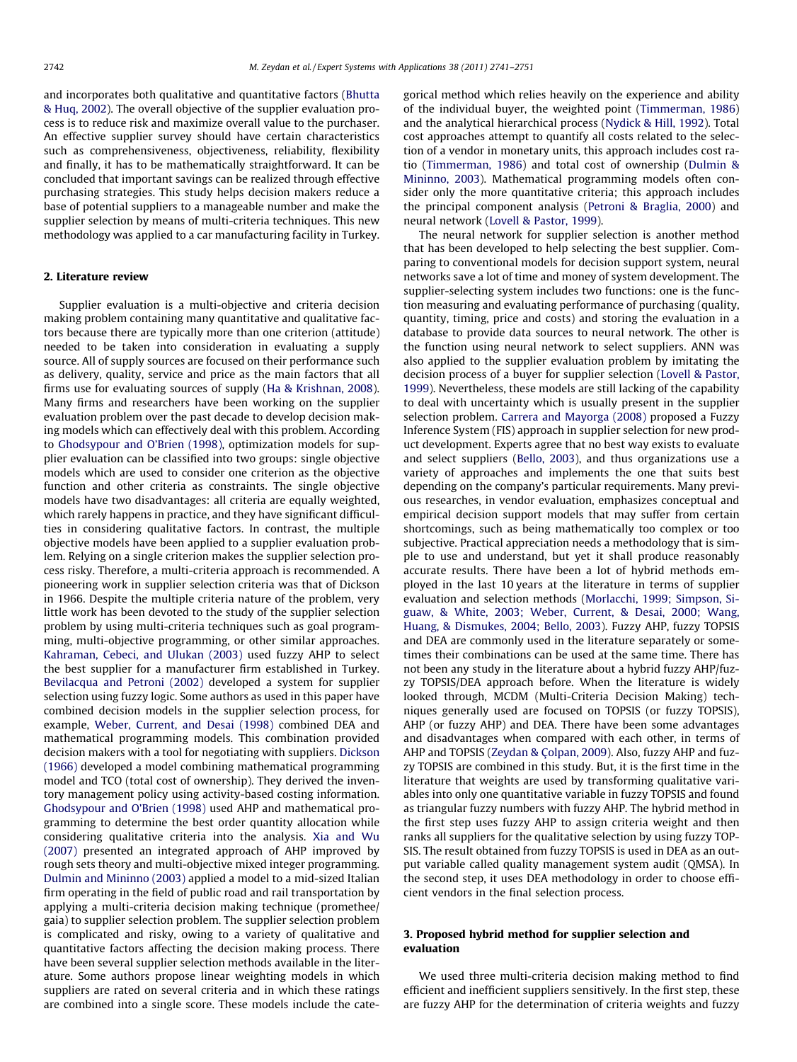and incorporates both qualitative and quantitative factors (Bhutta & Huq, 2002). The overall objective of the supplier evaluation process is to reduce risk and maximize overall value to the purchaser. An effective supplier survey should have certain characteristics such as comprehensiveness, objectiveness, reliability, flexibility and finally, it has to be mathematically straightforward. It can be concluded that important savings can be realized through effective purchasing strategies. This study helps decision makers reduce a base of potential suppliers to a manageable number and make the supplier selection by means of multi-criteria techniques. This new methodology was applied to a car manufacturing facility in Turkey.

## 2. Literature review

Supplier evaluation is a multi-objective and criteria decision making problem containing many quantitative and qualitative factors because there are typically more than one criterion (attitude) needed to be taken into consideration in evaluating a supply source. All of supply sources are focused on their performance such as delivery, quality, service and price as the main factors that all firms use for evaluating sources of supply (Ha & Krishnan, 2008). Many firms and researchers have been working on the supplier evaluation problem over the past decade to develop decision making models which can effectively deal with this problem. According to Ghodsypour and O'Brien (1998), optimization models for supplier evaluation can be classified into two groups: single objective models which are used to consider one criterion as the objective function and other criteria as constraints. The single objective models have two disadvantages: all criteria are equally weighted, which rarely happens in practice, and they have significant difficulties in considering qualitative factors. In contrast, the multiple objective models have been applied to a supplier evaluation problem. Relying on a single criterion makes the supplier selection process risky. Therefore, a multi-criteria approach is recommended. A pioneering work in supplier selection criteria was that of Dickson in 1966. Despite the multiple criteria nature of the problem, very little work has been devoted to the study of the supplier selection problem by using multi-criteria techniques such as goal programming, multi-objective programming, or other similar approaches. Kahraman, Cebeci, and Ulukan (2003) used fuzzy AHP to select the best supplier for a manufacturer firm established in Turkey. Bevilacqua and Petroni (2002) developed a system for supplier selection using fuzzy logic. Some authors as used in this paper have combined decision models in the supplier selection process, for example, Weber, Current, and Desai (1998) combined DEA and mathematical programming models. This combination provided decision makers with a tool for negotiating with suppliers. Dickson (1966) developed a model combining mathematical programming model and TCO (total cost of ownership). They derived the inventory management policy using activity-based costing information. Ghodsypour and O'Brien (1998) used AHP and mathematical programming to determine the best order quantity allocation while considering qualitative criteria into the analysis. Xia and Wu (2007) presented an integrated approach of AHP improved by rough sets theory and multi-objective mixed integer programming. Dulmin and Mininno (2003) applied a model to a mid-sized Italian firm operating in the field of public road and rail transportation by applying a multi-criteria decision making technique (promethee/gaia) to supplier selection problem. The supplier selection problem is complicated and risky, owing to a variety of qualitative and quantitative factors affecting the decision making process. There have been several supplier selection methods available in the literature. Some authors propose linear weighting models in which suppliers are rated on several criteria and in which these ratings are combined into a single score. These models include the categorical method which relies heavily on the experience and ability of the individual buyer, the weighted point (Timmerman, 1986) and the analytical hierarchical process (Nydick & Hill, 1992). Total cost approaches attempt to quantify all costs related to the selection of a vendor in monetary units, this approach includes cost ratio (Timmerman, 1986) and total cost of ownership (Dulmin & Mininno, 2003). Mathematical programming models often consider only the more quantitative criteria; this approach includes the principal component analysis (Petroni & Braglia, 2000) and neural network (Lovell & Pastor, 1999).

The neural network for supplier selection is another method that has been developed to help selecting the best supplier. Comparing to conventional models for decision support system, neural networks save a lot of time and money of system development. The supplier-selecting system includes two functions: one is the function measuring and evaluating performance of purchasing (quality, quantity, timing, price and costs) and storing the evaluation in a database to provide data sources to neural network. The other is the function using neural network to select suppliers. ANN was also applied to the supplier evaluation problem by imitating the decision process of a buyer for supplier selection (Lovell & Pastor, 1999). Nevertheless, these models are still lacking of the capability to deal with uncertainty which is usually present in the supplier selection problem. Carrera and Mayorga (2008) proposed a Fuzzy Inference System (FIS) approach in supplier selection for new product development. Experts agree that no best way exists to evaluate and select suppliers (Bello, 2003), and thus organizations use a variety of approaches and implements the one that suits best depending on the company's particular requirements. Many previous researches, in vendor evaluation, emphasizes conceptual and empirical decision support models that may suffer from certain shortcomings, such as being mathematically too complex or too subjective. Practical appreciation needs a methodology that is simple to use and understand, but yet it shall produce reasonably accurate results. There have been a lot of hybrid methods employed in the last 10 years at the literature in terms of supplier evaluation and selection methods (Morlacchi, 1999; Simpson, Siguaw, & White, 2003; Weber, Current, & Desai, 2000; Wang, Huang, & Dismukes, 2004; Bello, 2003). Fuzzy AHP, fuzzy TOPSIS and DEA are commonly used in the literature separately or sometimes their combinations can be used at the same time. There has not been any study in the literature about a hybrid fuzzy AHP/fuzzy TOPSIS/DEA approach before. When the literature is widely looked through, MCDM (Multi-Criteria Decision Making) techniques generally used are focused on TOPSIS (or fuzzy TOPSIS), AHP (or fuzzy AHP) and DEA. There have been some advantages and disadvantages when compared with each other, in terms of AHP and TOPSIS (Zeydan & Çolpan, 2009). Also, fuzzy AHP and fuzzy TOPSIS are combined in this study. But, it is the first time in the literature that weights are used by transforming qualitative variables into only one quantitative variable in fuzzy TOPSIS and found as triangular fuzzy numbers with fuzzy AHP. The hybrid method in the first step uses fuzzy AHP to assign criteria weight and then ranks all suppliers for the qualitative selection by using fuzzy TOPSIS. The result obtained from fuzzy TOPSIS is used in DEA as an output variable called quality management system audit (QMSA). In the second step, it uses DEA methodology in order to choose efficient vendors in the final selection process.

## 3. Proposed hybrid method for supplier selection and evaluation

We used three multi-criteria decision making method to find efficient and inefficient suppliers sensitively. In the first step, these are fuzzy AHP for the determination of criteria weights and fuzzy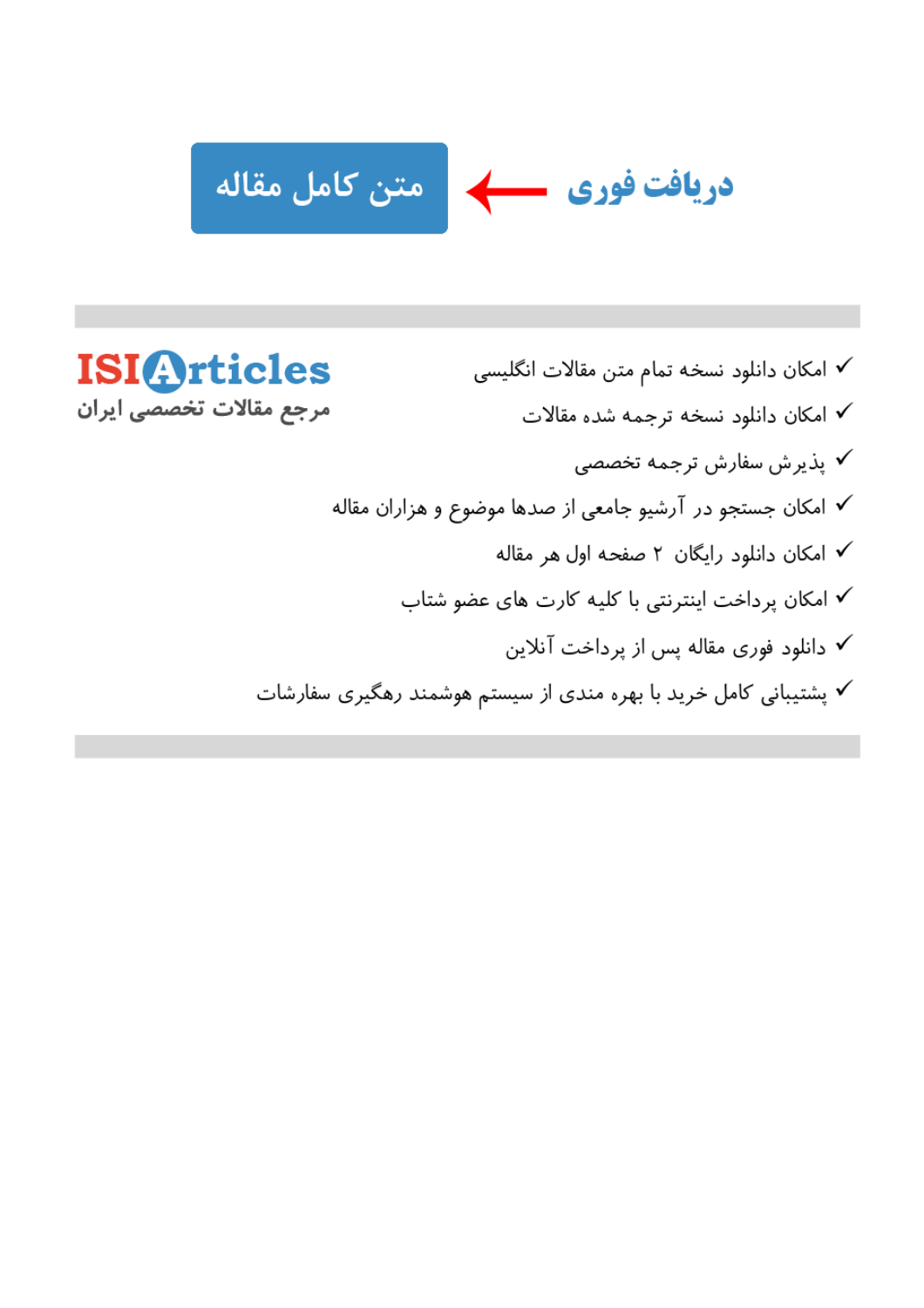دریافت فوری ← **متن کامل مقاله**

**ISIArticles**
مرجع مقالات تخصصی ایران

- ✓ امکان دانلود نسخه تمام متن مقالات انگلیسی
- ✓ امکان دانلود نسخه ترجمه شده مقالات
- ✓ پذیرش سفارش ترجمه تخصصی
- ✓ امکان جستجو در آرشیو جامعی از صدها موضوع و هزاران مقاله
- ✓ امکان دانلود رایگان ۲ صفحه اول هر مقاله
- ✓ امکان پرداخت اینترنتی با کلیه کارت های عضو شتاب
- ✓ دانلود فوری مقاله پس از پرداخت آنلاین
- ✓ پشتیبانی کامل خرید با بهره مندی از سیستم هوشمند رهگیری سفارشات